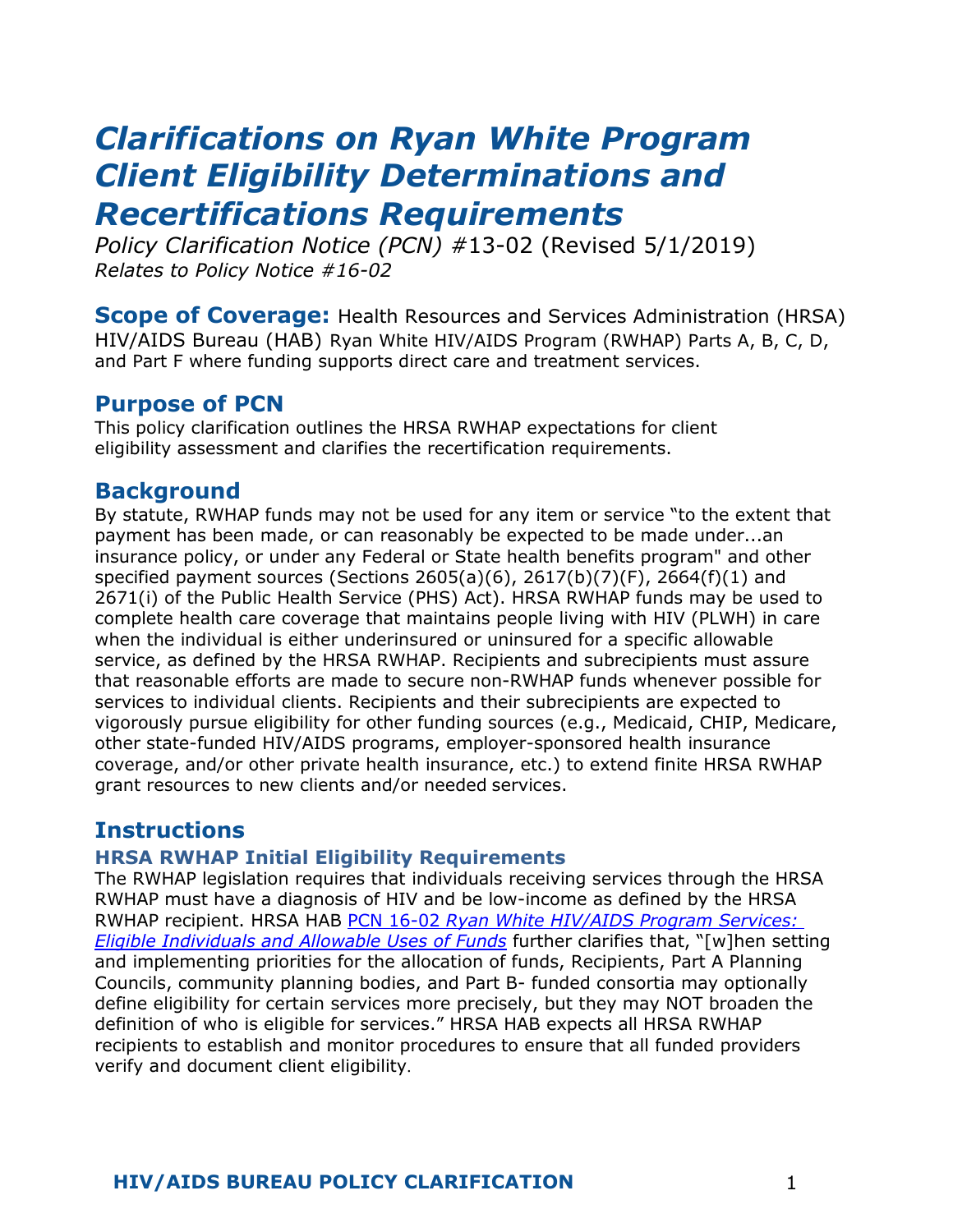# *Clarifications on Ryan White Program Client Eligibility Determinations and Recertifications Requirements*

*Policy Clarification Notice (PCN) #*13-02 (Revised 5/1/2019)
*Relates to Policy Notice #16-02*

**Scope of Coverage:** Health Resources and Services Administration (HRSA) HIV/AIDS Bureau (HAB) Ryan White HIV/AIDS Program (RWHAP) Parts A, B, C, D, and Part F where funding supports direct care and treatment services.

## Purpose of PCN

This policy clarification outlines the HRSA RWHAP expectations for client eligibility assessment and clarifies the recertification requirements.

## Background

By statute, RWHAP funds may not be used for any item or service "to the extent that payment has been made, or can reasonably be expected to be made under...an insurance policy, or under any Federal or State health benefits program" and other specified payment sources (Sections 2605(a)(6), 2617(b)(7)(F), 2664(f)(1) and 2671(i) of the Public Health Service (PHS) Act). HRSA RWHAP funds may be used to complete health care coverage that maintains people living with HIV (PLWH) in care when the individual is either underinsured or uninsured for a specific allowable service, as defined by the HRSA RWHAP. Recipients and subrecipients must assure that reasonable efforts are made to secure non-RWHAP funds whenever possible for services to individual clients. Recipients and their subrecipients are expected to vigorously pursue eligibility for other funding sources (e.g., Medicaid, CHIP, Medicare, other state-funded HIV/AIDS programs, employer-sponsored health insurance coverage, and/or other private health insurance, etc.) to extend finite HRSA RWHAP grant resources to new clients and/or needed services.

## Instructions

### HRSA RWHAP Initial Eligibility Requirements

The RWHAP legislation requires that individuals receiving services through the HRSA RWHAP must have a diagnosis of HIV and be low-income as defined by the HRSA RWHAP recipient. HRSA HAB PCN 16-02 *Ryan White HIV/AIDS Program Services: Eligible Individuals and Allowable Uses of Funds* further clarifies that, "[w]hen setting and implementing priorities for the allocation of funds, Recipients, Part A Planning Councils, community planning bodies, and Part B- funded consortia may optionally define eligibility for certain services more precisely, but they may NOT broaden the definition of who is eligible for services." HRSA HAB expects all HRSA RWHAP recipients to establish and monitor procedures to ensure that all funded providers verify and document client eligibility.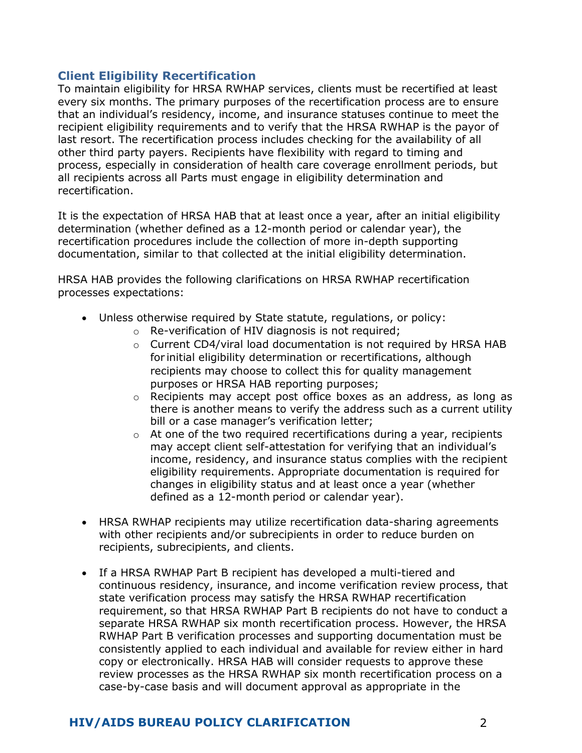## Client Eligibility Recertification

To maintain eligibility for HRSA RWHAP services, clients must be recertified at least every six months. The primary purposes of the recertification process are to ensure that an individual's residency, income, and insurance statuses continue to meet the recipient eligibility requirements and to verify that the HRSA RWHAP is the payor of last resort. The recertification process includes checking for the availability of all other third party payers. Recipients have flexibility with regard to timing and process, especially in consideration of health care coverage enrollment periods, but all recipients across all Parts must engage in eligibility determination and recertification.

It is the expectation of HRSA HAB that at least once a year, after an initial eligibility determination (whether defined as a 12-month period or calendar year), the recertification procedures include the collection of more in-depth supporting documentation, similar to that collected at the initial eligibility determination.

HRSA HAB provides the following clarifications on HRSA RWHAP recertification processes expectations:

- Unless otherwise required by State statute, regulations, or policy:
    - Re-verification of HIV diagnosis is not required;
    - Current CD4/viral load documentation is not required by HRSA HAB for initial eligibility determination or recertifications, although recipients may choose to collect this for quality management purposes or HRSA HAB reporting purposes;
    - Recipients may accept post office boxes as an address, as long as there is another means to verify the address such as a current utility bill or a case manager's verification letter;
    - At one of the two required recertifications during a year, recipients may accept client self-attestation for verifying that an individual's income, residency, and insurance status complies with the recipient eligibility requirements. Appropriate documentation is required for changes in eligibility status and at least once a year (whether defined as a 12-month period or calendar year).

- HRSA RWHAP recipients may utilize recertification data-sharing agreements with other recipients and/or subrecipients in order to reduce burden on recipients, subrecipients, and clients.

- If a HRSA RWHAP Part B recipient has developed a multi-tiered and continuous residency, insurance, and income verification review process, that state verification process may satisfy the HRSA RWHAP recertification requirement, so that HRSA RWHAP Part B recipients do not have to conduct a separate HRSA RWHAP six month recertification process. However, the HRSA RWHAP Part B verification processes and supporting documentation must be consistently applied to each individual and available for review either in hard copy or electronically. HRSA HAB will consider requests to approve these review processes as the HRSA RWHAP six month recertification process on a case-by-case basis and will document approval as appropriate in the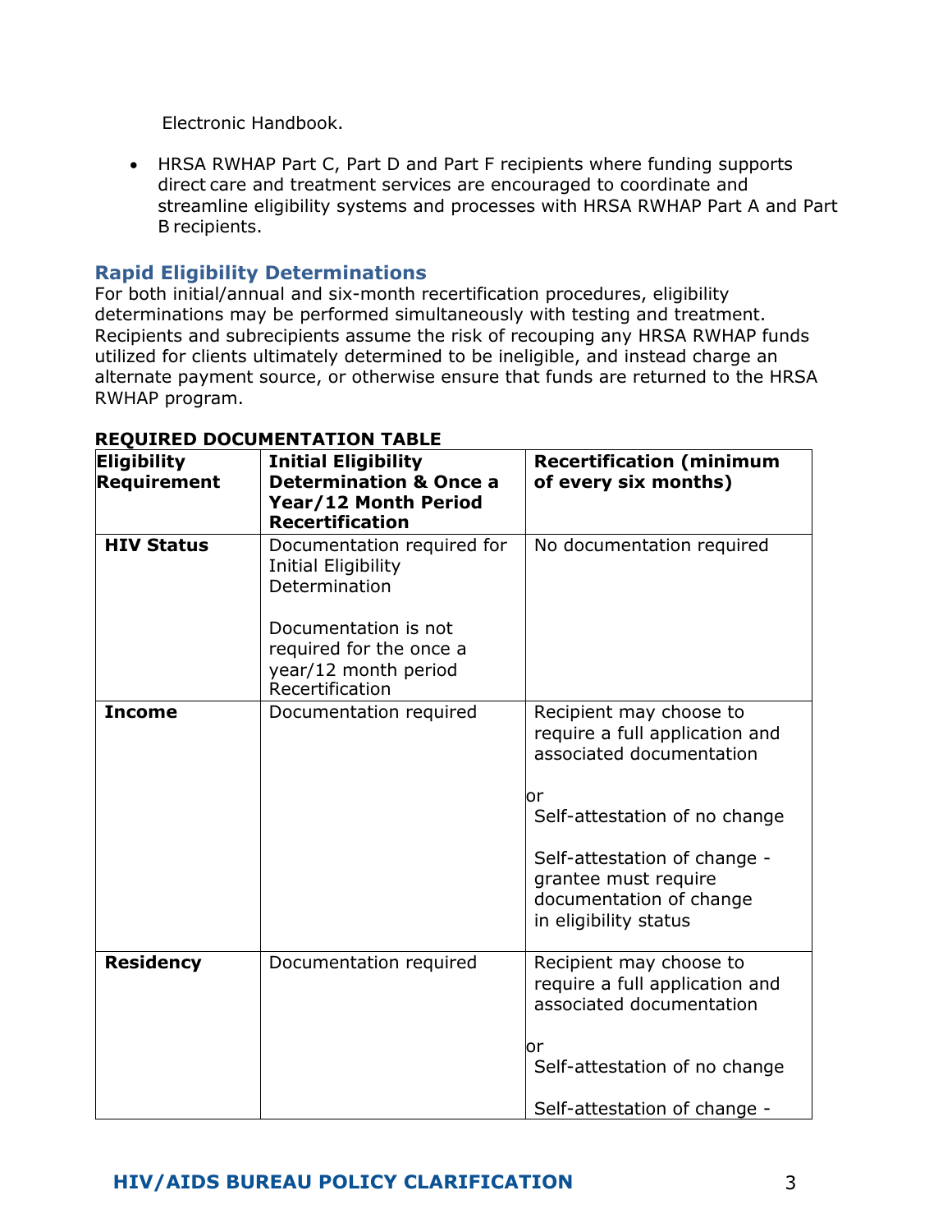Electronic Handbook.

- HRSA RWHAP Part C, Part D and Part F recipients where funding supports direct care and treatment services are encouraged to coordinate and streamline eligibility systems and processes with HRSA RWHAP Part A and Part B recipients.

### Rapid Eligibility Determinations

For both initial/annual and six-month recertification procedures, eligibility determinations may be performed simultaneously with testing and treatment. Recipients and subrecipients assume the risk of recouping any HRSA RWHAP funds utilized for clients ultimately determined to be ineligible, and instead charge an alternate payment source, or otherwise ensure that funds are returned to the HRSA RWHAP program.

**REQUIRED DOCUMENTATION TABLE**

| Eligibility Requirement | Initial Eligibility Determination & Once a Year/12 Month Period Recertification | Recertification (minimum of every six months) |
|---|---|---|
| **HIV Status** | Documentation required for Initial Eligibility Determination<br><br>Documentation is not required for the once a year/12 month period Recertification | No documentation required |
| **Income** | Documentation required | Recipient may choose to require a full application and associated documentation<br><br>or<br>Self-attestation of no change<br><br>Self-attestation of change - grantee must require documentation of change in eligibility status |
| **Residency** | Documentation required | Recipient may choose to require a full application and associated documentation<br><br>or<br>Self-attestation of no change<br><br>Self-attestation of change - |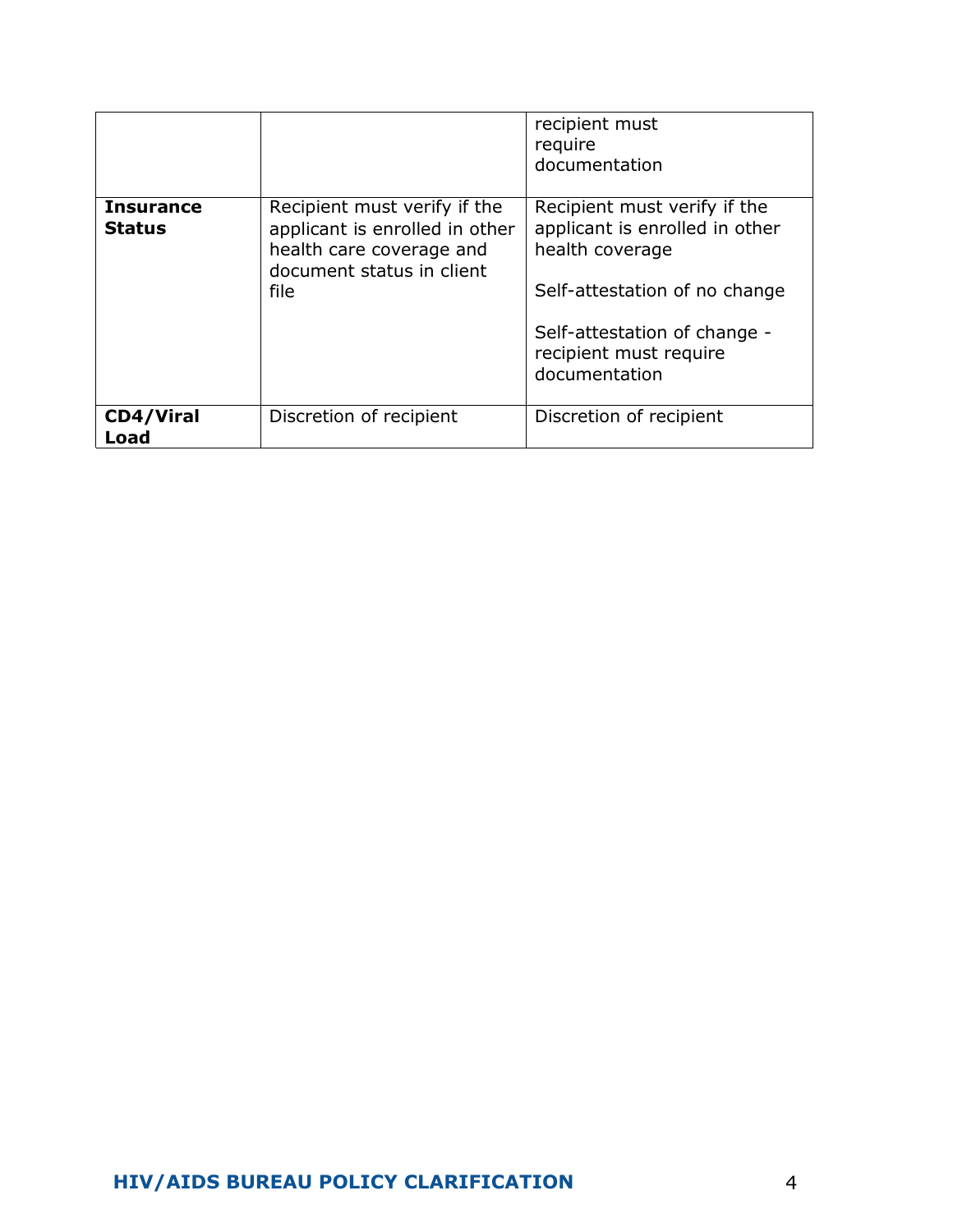| | | |
|---|---|---|
| | | recipient must require documentation |
| **Insurance Status** | Recipient must verify if the applicant is enrolled in other health care coverage and document status in client file | Recipient must verify if the applicant is enrolled in other health coverage<br><br>Self-attestation of no change<br><br>Self-attestation of change - recipient must require documentation |
| **CD4/Viral Load** | Discretion of recipient | Discretion of recipient |